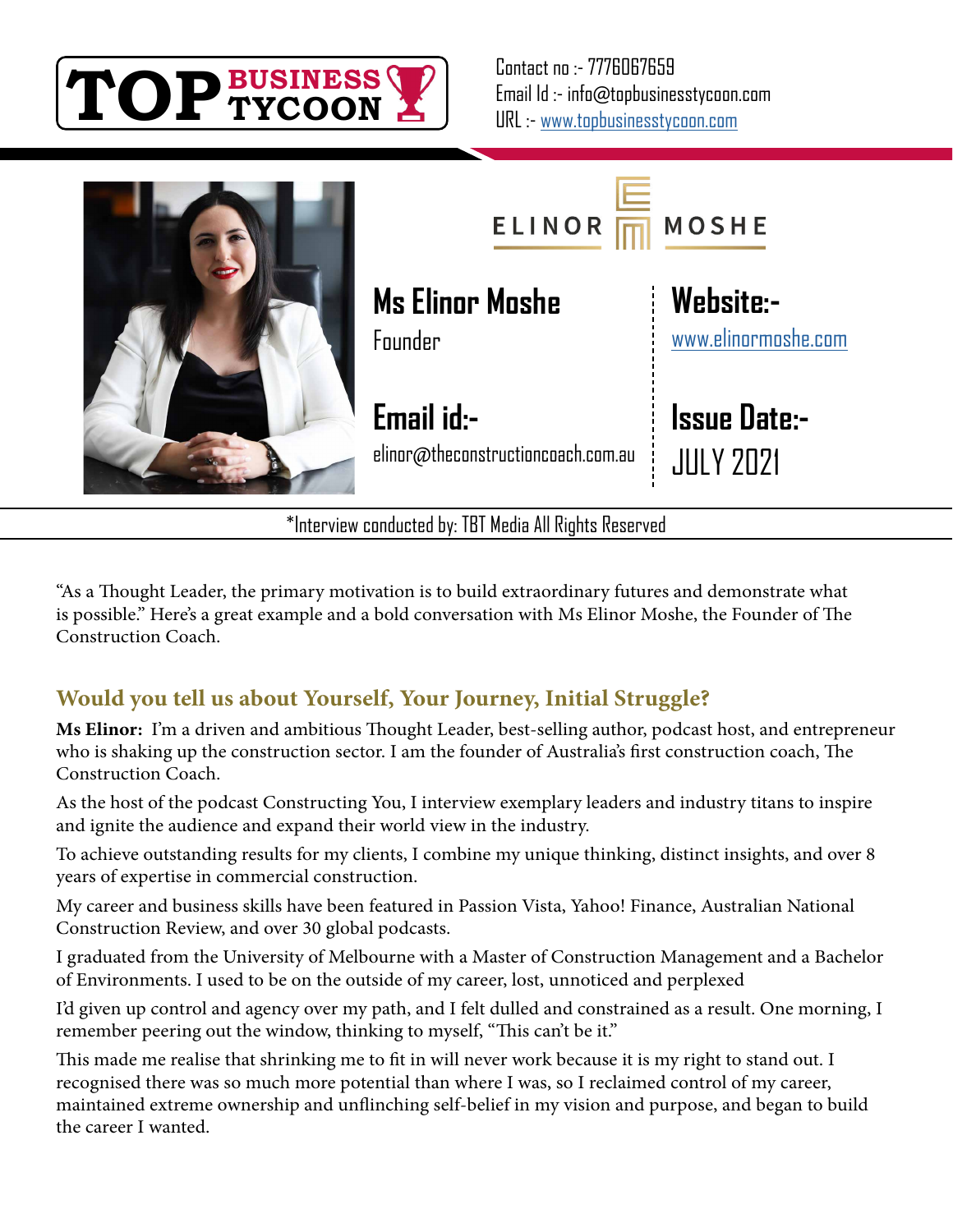TOP BUSINESS TYCOON

Contact no :- 7776067659
Email Id :- info@topbusinesstycoon.com
URL :- www.topbusinesstycoon.com

ELINOR MOSHE

**Ms Elinor Moshe**
Founder

**Website:-**
www.elinormoshe.com

**Email id:-**
elinor@theconstructioncoach.com.au

**Issue Date:-**
JULY 2021

*Interview conducted by: TBT Media All Rights Reserved

"As a Thought Leader, the primary motivation is to build extraordinary futures and demonstrate what is possible." Here's a great example and a bold conversation with Ms Elinor Moshe, the Founder of The Construction Coach.

## Would you tell us about Yourself, Your Journey, Initial Struggle?

**Ms Elinor:** I'm a driven and ambitious Thought Leader, best-selling author, podcast host, and entrepreneur who is shaking up the construction sector. I am the founder of Australia's first construction coach, The Construction Coach.

As the host of the podcast Constructing You, I interview exemplary leaders and industry titans to inspire and ignite the audience and expand their world view in the industry.

To achieve outstanding results for my clients, I combine my unique thinking, distinct insights, and over 8 years of expertise in commercial construction.

My career and business skills have been featured in Passion Vista, Yahoo! Finance, Australian National Construction Review, and over 30 global podcasts.

I graduated from the University of Melbourne with a Master of Construction Management and a Bachelor of Environments. I used to be on the outside of my career, lost, unnoticed and perplexed

I'd given up control and agency over my path, and I felt dulled and constrained as a result. One morning, I remember peering out the window, thinking to myself, "This can't be it."

This made me realise that shrinking me to fit in will never work because it is my right to stand out. I recognised there was so much more potential than where I was, so I reclaimed control of my career, maintained extreme ownership and unflinching self-belief in my vision and purpose, and began to build the career I wanted.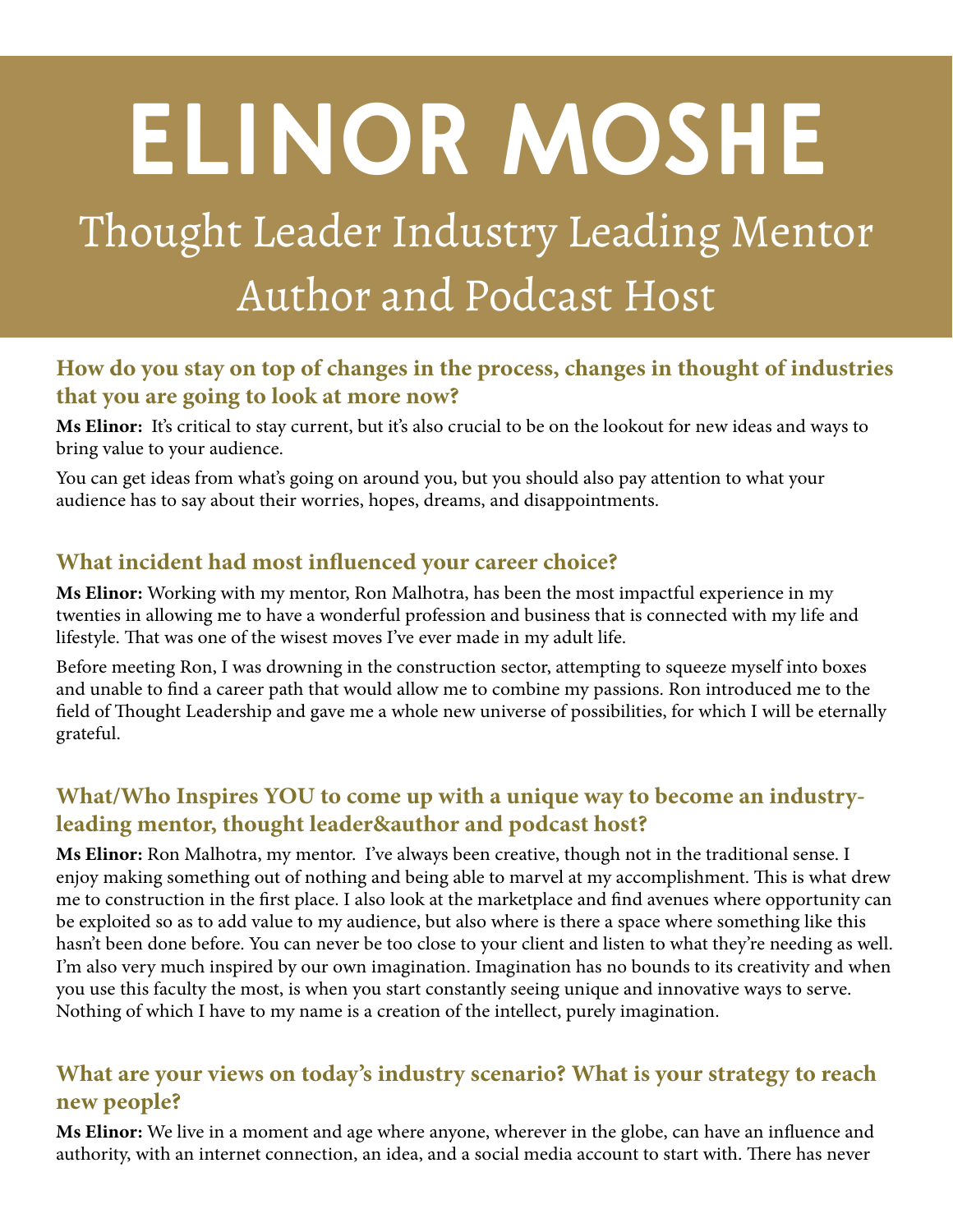# ELINOR MOSHE

## Thought Leader Industry Leading Mentor Author and Podcast Host

### How do you stay on top of changes in the process, changes in thought of industries that you are going to look at more now?

**Ms Elinor:** It's critical to stay current, but it's also crucial to be on the lookout for new ideas and ways to bring value to your audience.

You can get ideas from what's going on around you, but you should also pay attention to what your audience has to say about their worries, hopes, dreams, and disappointments.

### What incident had most influenced your career choice?

**Ms Elinor:** Working with my mentor, Ron Malhotra, has been the most impactful experience in my twenties in allowing me to have a wonderful profession and business that is connected with my life and lifestyle. That was one of the wisest moves I've ever made in my adult life.

Before meeting Ron, I was drowning in the construction sector, attempting to squeeze myself into boxes and unable to find a career path that would allow me to combine my passions. Ron introduced me to the field of Thought Leadership and gave me a whole new universe of possibilities, for which I will be eternally grateful.

### What/Who Inspires YOU to come up with a unique way to become an industry-leading mentor, thought leader&author and podcast host?

**Ms Elinor:** Ron Malhotra, my mentor. I've always been creative, though not in the traditional sense. I enjoy making something out of nothing and being able to marvel at my accomplishment. This is what drew me to construction in the first place. I also look at the marketplace and find avenues where opportunity can be exploited so as to add value to my audience, but also where is there a space where something like this hasn't been done before. You can never be too close to your client and listen to what they're needing as well. I'm also very much inspired by our own imagination. Imagination has no bounds to its creativity and when you use this faculty the most, is when you start constantly seeing unique and innovative ways to serve. Nothing of which I have to my name is a creation of the intellect, purely imagination.

### What are your views on today's industry scenario? What is your strategy to reach new people?

**Ms Elinor:** We live in a moment and age where anyone, wherever in the globe, can have an influence and authority, with an internet connection, an idea, and a social media account to start with. There has never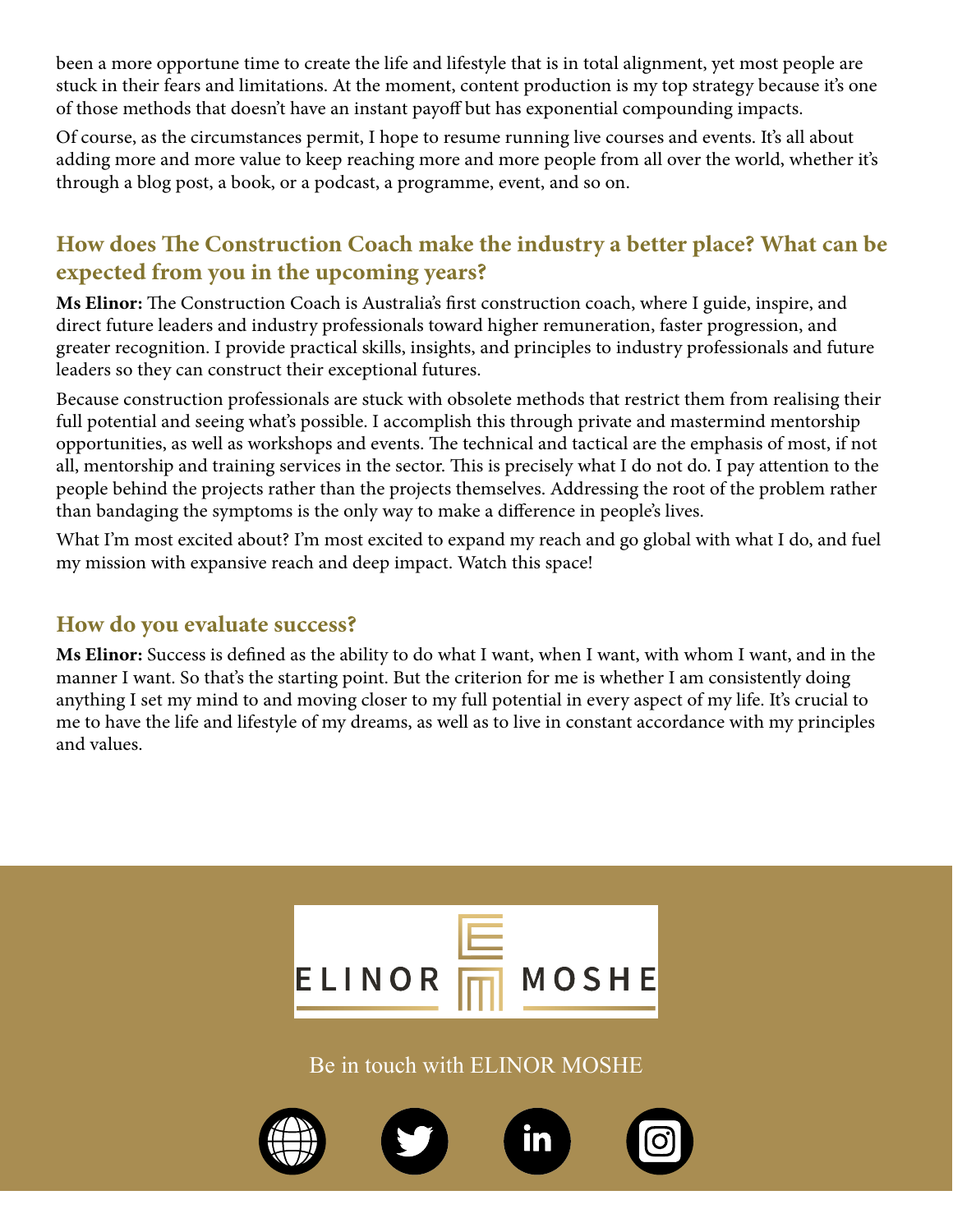been a more opportune time to create the life and lifestyle that is in total alignment, yet most people are stuck in their fears and limitations. At the moment, content production is my top strategy because it's one of those methods that doesn't have an instant payoff but has exponential compounding impacts.

Of course, as the circumstances permit, I hope to resume running live courses and events. It's all about adding more and more value to keep reaching more and more people from all over the world, whether it's through a blog post, a book, or a podcast, a programme, event, and so on.

## How does The Construction Coach make the industry a better place? What can be expected from you in the upcoming years?

**Ms Elinor:** The Construction Coach is Australia's first construction coach, where I guide, inspire, and direct future leaders and industry professionals toward higher remuneration, faster progression, and greater recognition. I provide practical skills, insights, and principles to industry professionals and future leaders so they can construct their exceptional futures.

Because construction professionals are stuck with obsolete methods that restrict them from realising their full potential and seeing what's possible. I accomplish this through private and mastermind mentorship opportunities, as well as workshops and events. The technical and tactical are the emphasis of most, if not all, mentorship and training services in the sector. This is precisely what I do not do. I pay attention to the people behind the projects rather than the projects themselves. Addressing the root of the problem rather than bandaging the symptoms is the only way to make a difference in people's lives.

What I'm most excited about? I'm most excited to expand my reach and go global with what I do, and fuel my mission with expansive reach and deep impact. Watch this space!

## How do you evaluate success?

**Ms Elinor:** Success is defined as the ability to do what I want, when I want, with whom I want, and in the manner I want. So that's the starting point. But the criterion for me is whether I am consistently doing anything I set my mind to and moving closer to my full potential in every aspect of my life. It's crucial to me to have the life and lifestyle of my dreams, as well as to live in constant accordance with my principles and values.

ELINOR MOSHE

Be in touch with ELINOR MOSHE